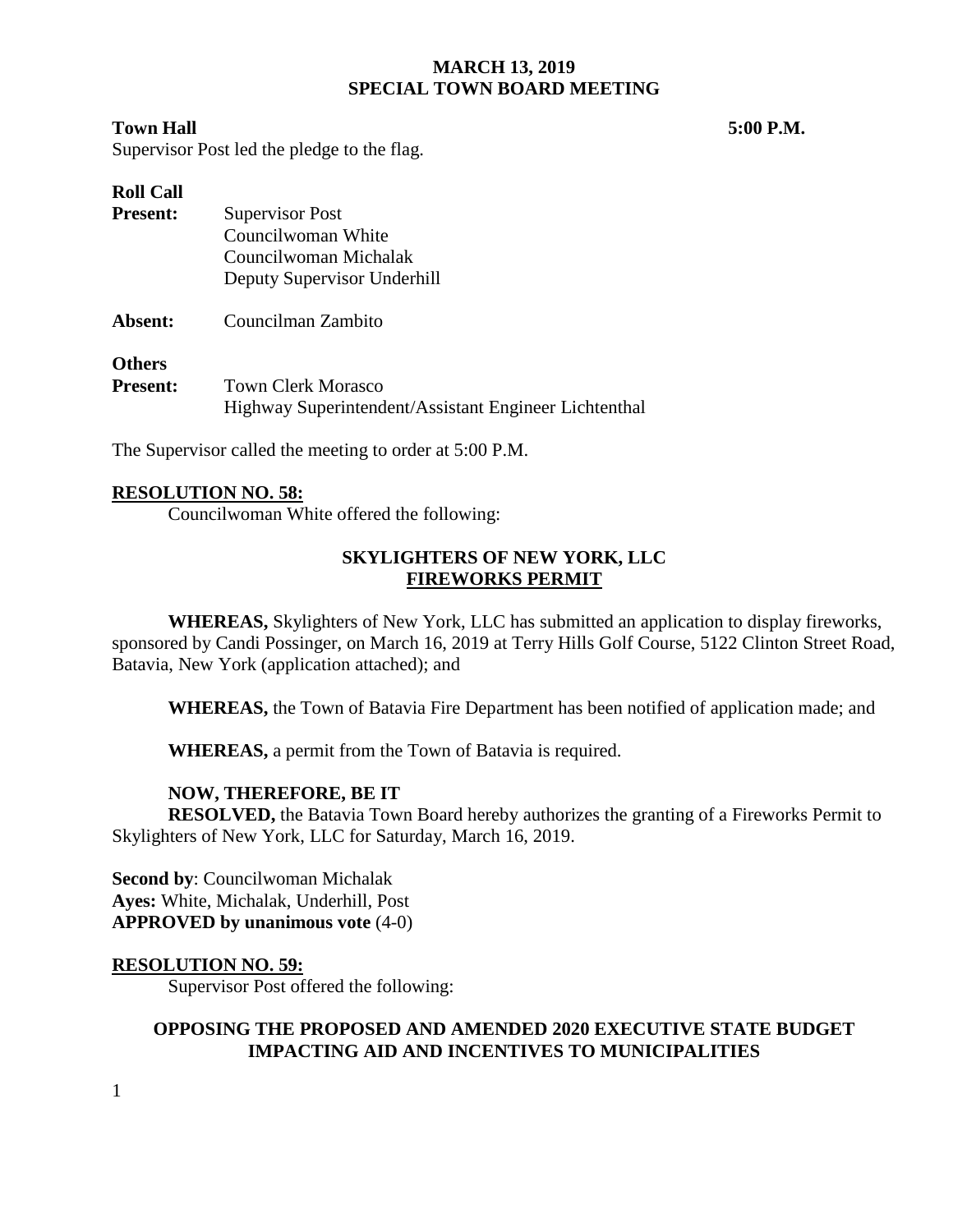## MARCH 13, 2019
## SPECIAL TOWN BOARD MEETING

**Town Hall** **5:00 P.M.**

Supervisor Post led the pledge to the flag.

**Roll Call**

**Present:** Supervisor Post
Councilwoman White
Councilwoman Michalak
Deputy Supervisor Underhill

**Absent:** Councilman Zambito

**Others**
**Present:** Town Clerk Morasco
Highway Superintendent/Assistant Engineer Lichtenthal

The Supervisor called the meeting to order at 5:00 P.M.

**RESOLUTION NO. 58:**

Councilwoman White offered the following:

**SKYLIGHTERS OF NEW YORK, LLC**
**FIREWORKS PERMIT**

**WHEREAS,** Skylighters of New York, LLC has submitted an application to display fireworks, sponsored by Candi Possinger, on March 16, 2019 at Terry Hills Golf Course, 5122 Clinton Street Road, Batavia, New York (application attached); and

**WHEREAS,** the Town of Batavia Fire Department has been notified of application made; and

**WHEREAS,** a permit from the Town of Batavia is required.

**NOW, THEREFORE, BE IT**
**RESOLVED,** the Batavia Town Board hereby authorizes the granting of a Fireworks Permit to Skylighters of New York, LLC for Saturday, March 16, 2019.

**Second by**: Councilwoman Michalak
**Ayes:** White, Michalak, Underhill, Post
**APPROVED by unanimous vote** (4-0)

**RESOLUTION NO. 59:**

Supervisor Post offered the following:

**OPPOSING THE PROPOSED AND AMENDED 2020 EXECUTIVE STATE BUDGET IMPACTING AID AND INCENTIVES TO MUNICIPALITIES**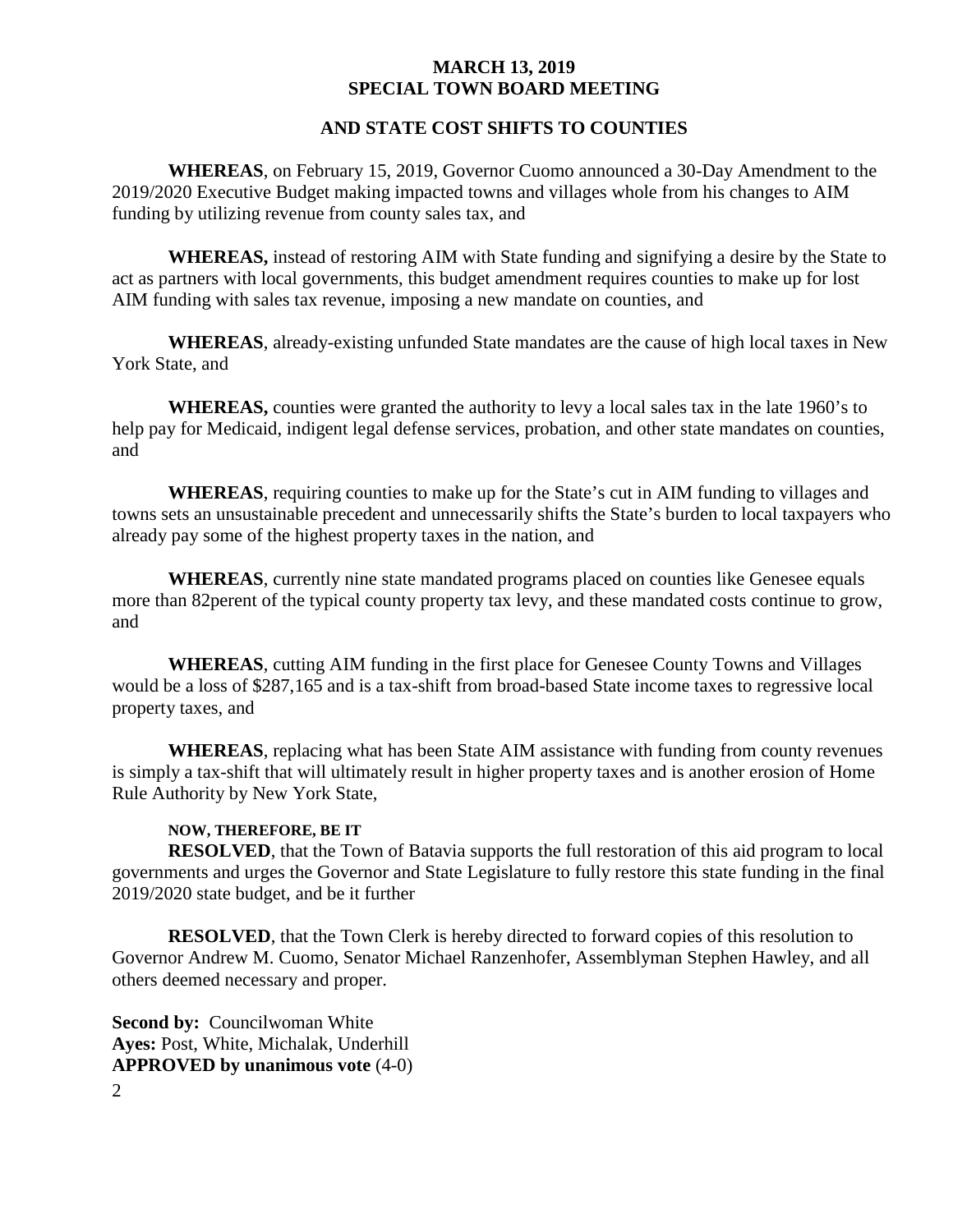**MARCH 13, 2019**
**SPECIAL TOWN BOARD MEETING**

**AND STATE COST SHIFTS TO COUNTIES**

**WHEREAS**, on February 15, 2019, Governor Cuomo announced a 30-Day Amendment to the 2019/2020 Executive Budget making impacted towns and villages whole from his changes to AIM funding by utilizing revenue from county sales tax, and

**WHEREAS,** instead of restoring AIM with State funding and signifying a desire by the State to act as partners with local governments, this budget amendment requires counties to make up for lost AIM funding with sales tax revenue, imposing a new mandate on counties, and

**WHEREAS**, already-existing unfunded State mandates are the cause of high local taxes in New York State, and

**WHEREAS,** counties were granted the authority to levy a local sales tax in the late 1960's to help pay for Medicaid, indigent legal defense services, probation, and other state mandates on counties, and

**WHEREAS**, requiring counties to make up for the State's cut in AIM funding to villages and towns sets an unsustainable precedent and unnecessarily shifts the State's burden to local taxpayers who already pay some of the highest property taxes in the nation, and

**WHEREAS**, currently nine state mandated programs placed on counties like Genesee equals more than 82perent of the typical county property tax levy, and these mandated costs continue to grow, and

**WHEREAS**, cutting AIM funding in the first place for Genesee County Towns and Villages would be a loss of $287,165 and is a tax-shift from broad-based State income taxes to regressive local property taxes, and

**WHEREAS**, replacing what has been State AIM assistance with funding from county revenues is simply a tax-shift that will ultimately result in higher property taxes and is another erosion of Home Rule Authority by New York State,

**NOW, THEREFORE, BE IT**

**RESOLVED**, that the Town of Batavia supports the full restoration of this aid program to local governments and urges the Governor and State Legislature to fully restore this state funding in the final 2019/2020 state budget, and be it further

**RESOLVED**, that the Town Clerk is hereby directed to forward copies of this resolution to Governor Andrew M. Cuomo, Senator Michael Ranzenhofer, Assemblyman Stephen Hawley, and all others deemed necessary and proper.

**Second by:** Councilwoman White
**Ayes:** Post, White, Michalak, Underhill
**APPROVED by unanimous vote** (4-0)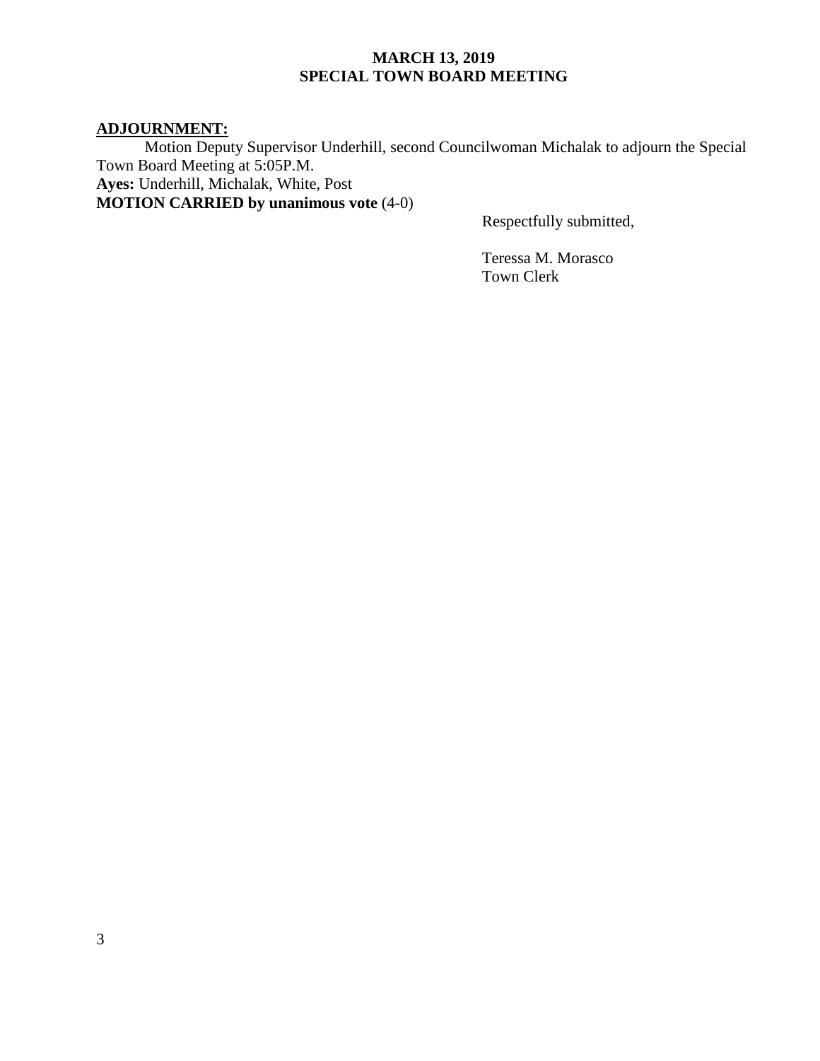**ADJOURNMENT:**

Motion Deputy Supervisor Underhill, second Councilwoman Michalak to adjourn the Special Town Board Meeting at 5:05P.M.

**Ayes:** Underhill, Michalak, White, Post

**MOTION CARRIED by unanimous vote** (4-0)

Respectfully submitted,

Teressa M. Morasco
Town Clerk